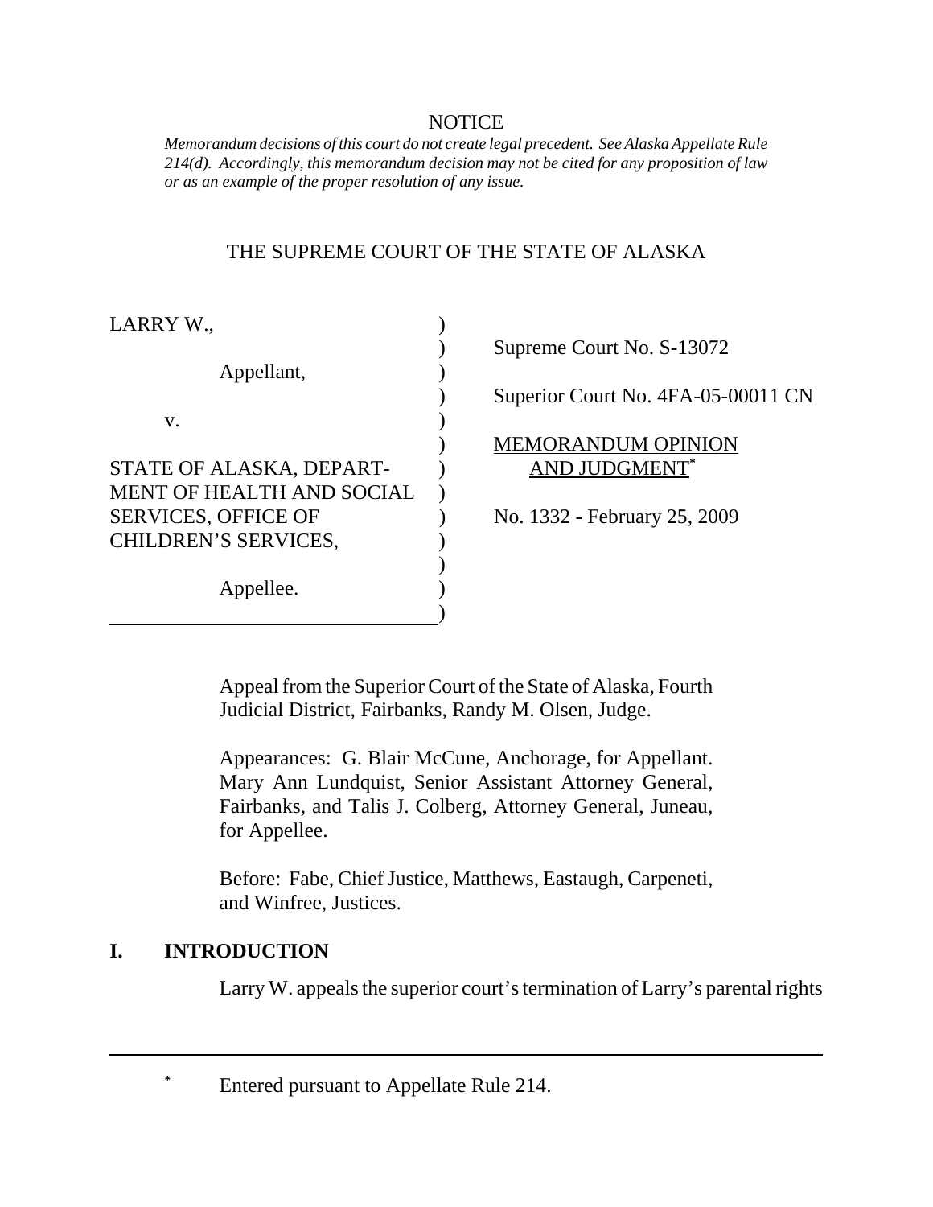NOTICE

*Memorandum decisions of this court do not create legal precedent. See Alaska Appellate Rule 214(d). Accordingly, this memorandum decision may not be cited for any proposition of law or as an example of the proper resolution of any issue.*

THE SUPREME COURT OF THE STATE OF ALASKA

| | |
|---|---|
| LARRY W., | Supreme Court No. S-13072 |
| Appellant, | Superior Court No. 4FA-05-00011 CN |
| v. | MEMORANDUM OPINION AND JUDGMENT* |
| STATE OF ALASKA, DEPARTMENT OF HEALTH AND SOCIAL SERVICES, OFFICE OF CHILDREN'S SERVICES, | No. 1332 - February 25, 2009 |
| Appellee. | |

Appeal from the Superior Court of the State of Alaska, Fourth Judicial District, Fairbanks, Randy M. Olsen, Judge.

Appearances: G. Blair McCune, Anchorage, for Appellant. Mary Ann Lundquist, Senior Assistant Attorney General, Fairbanks, and Talis J. Colberg, Attorney General, Juneau, for Appellee.

Before: Fabe, Chief Justice, Matthews, Eastaugh, Carpeneti, and Winfree, Justices.

## I. INTRODUCTION

Larry W. appeals the superior court's termination of Larry's parental rights

---

\* Entered pursuant to Appellate Rule 214.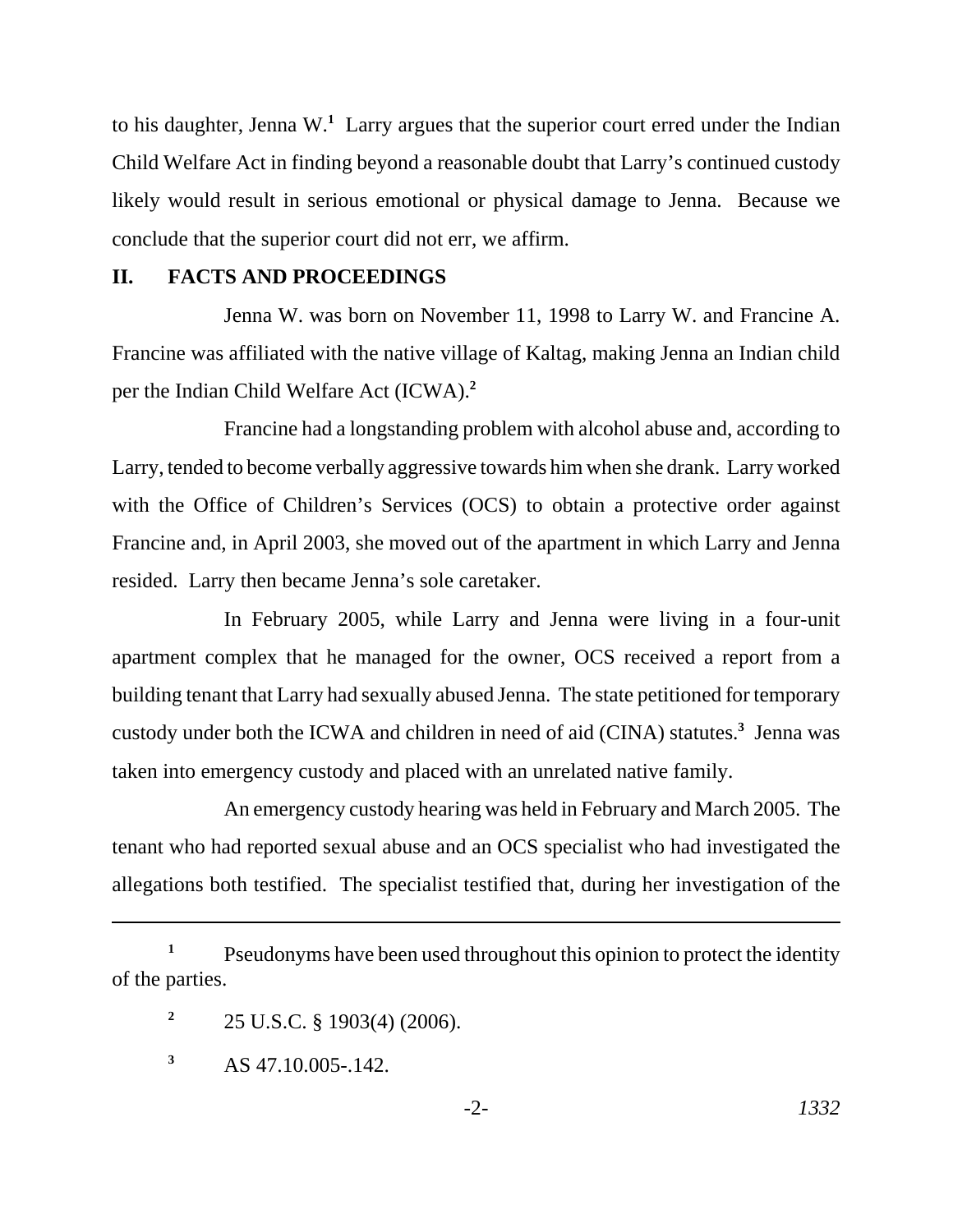to his daughter, Jenna W.[1] Larry argues that the superior court erred under the Indian Child Welfare Act in finding beyond a reasonable doubt that Larry's continued custody likely would result in serious emotional or physical damage to Jenna. Because we conclude that the superior court did not err, we affirm.

## II. FACTS AND PROCEEDINGS

Jenna W. was born on November 11, 1998 to Larry W. and Francine A. Francine was affiliated with the native village of Kaltag, making Jenna an Indian child per the Indian Child Welfare Act (ICWA).[2]

Francine had a longstanding problem with alcohol abuse and, according to Larry, tended to become verbally aggressive towards him when she drank. Larry worked with the Office of Children's Services (OCS) to obtain a protective order against Francine and, in April 2003, she moved out of the apartment in which Larry and Jenna resided. Larry then became Jenna's sole caretaker.

In February 2005, while Larry and Jenna were living in a four-unit apartment complex that he managed for the owner, OCS received a report from a building tenant that Larry had sexually abused Jenna. The state petitioned for temporary custody under both the ICWA and children in need of aid (CINA) statutes.[3] Jenna was taken into emergency custody and placed with an unrelated native family.

An emergency custody hearing was held in February and March 2005. The tenant who had reported sexual abuse and an OCS specialist who had investigated the allegations both testified. The specialist testified that, during her investigation of the

---

[1] Pseudonyms have been used throughout this opinion to protect the identity of the parties.

[2] 25 U.S.C. § 1903(4) (2006).

[3] AS 47.10.005-.142.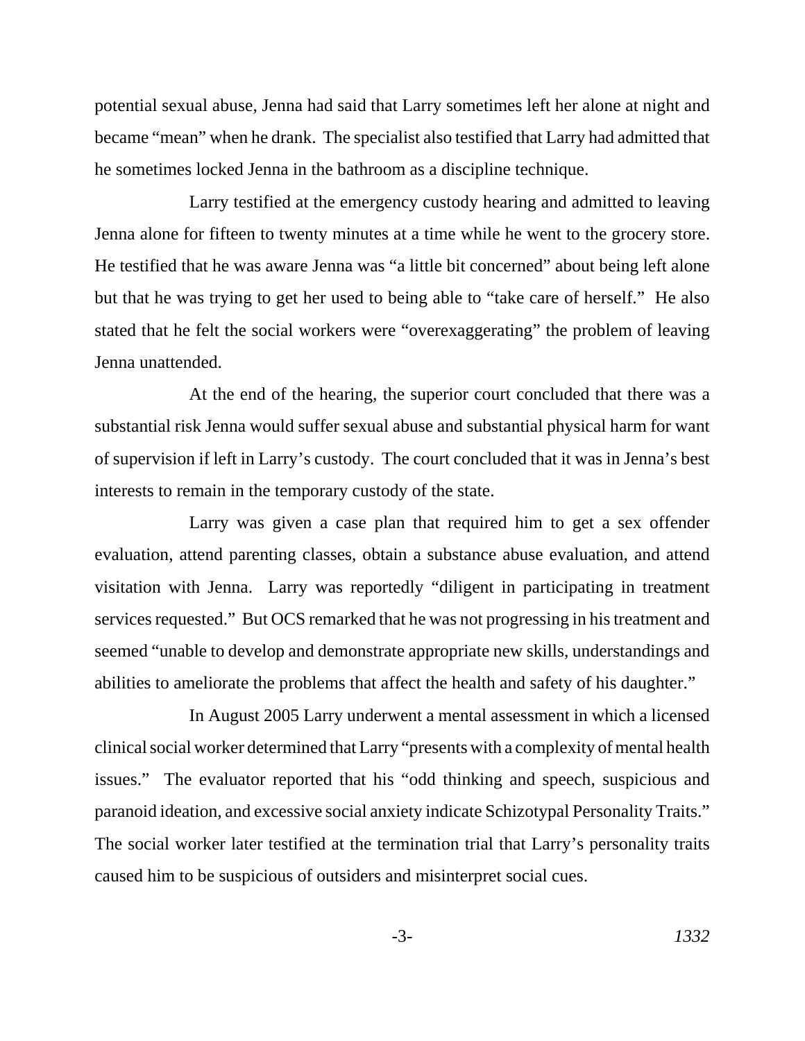potential sexual abuse, Jenna had said that Larry sometimes left her alone at night and became "mean" when he drank. The specialist also testified that Larry had admitted that he sometimes locked Jenna in the bathroom as a discipline technique.

Larry testified at the emergency custody hearing and admitted to leaving Jenna alone for fifteen to twenty minutes at a time while he went to the grocery store. He testified that he was aware Jenna was "a little bit concerned" about being left alone but that he was trying to get her used to being able to "take care of herself." He also stated that he felt the social workers were "overexaggerating" the problem of leaving Jenna unattended.

At the end of the hearing, the superior court concluded that there was a substantial risk Jenna would suffer sexual abuse and substantial physical harm for want of supervision if left in Larry's custody. The court concluded that it was in Jenna's best interests to remain in the temporary custody of the state.

Larry was given a case plan that required him to get a sex offender evaluation, attend parenting classes, obtain a substance abuse evaluation, and attend visitation with Jenna. Larry was reportedly "diligent in participating in treatment services requested." But OCS remarked that he was not progressing in his treatment and seemed "unable to develop and demonstrate appropriate new skills, understandings and abilities to ameliorate the problems that affect the health and safety of his daughter."

In August 2005 Larry underwent a mental assessment in which a licensed clinical social worker determined that Larry "presents with a complexity of mental health issues." The evaluator reported that his "odd thinking and speech, suspicious and paranoid ideation, and excessive social anxiety indicate Schizotypal Personality Traits." The social worker later testified at the termination trial that Larry's personality traits caused him to be suspicious of outsiders and misinterpret social cues.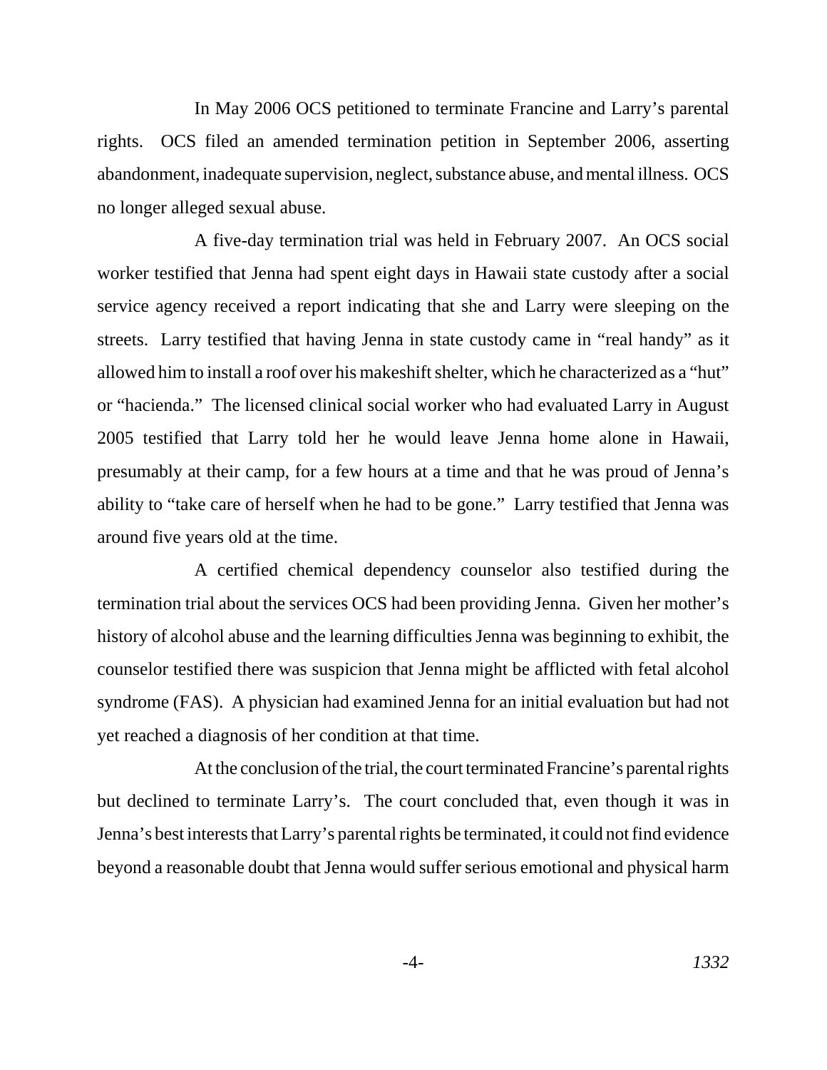In May 2006 OCS petitioned to terminate Francine and Larry's parental rights. OCS filed an amended termination petition in September 2006, asserting abandonment, inadequate supervision, neglect, substance abuse, and mental illness. OCS no longer alleged sexual abuse.

A five-day termination trial was held in February 2007. An OCS social worker testified that Jenna had spent eight days in Hawaii state custody after a social service agency received a report indicating that she and Larry were sleeping on the streets. Larry testified that having Jenna in state custody came in "real handy" as it allowed him to install a roof over his makeshift shelter, which he characterized as a "hut" or "hacienda." The licensed clinical social worker who had evaluated Larry in August 2005 testified that Larry told her he would leave Jenna home alone in Hawaii, presumably at their camp, for a few hours at a time and that he was proud of Jenna's ability to "take care of herself when he had to be gone." Larry testified that Jenna was around five years old at the time.

A certified chemical dependency counselor also testified during the termination trial about the services OCS had been providing Jenna. Given her mother's history of alcohol abuse and the learning difficulties Jenna was beginning to exhibit, the counselor testified there was suspicion that Jenna might be afflicted with fetal alcohol syndrome (FAS). A physician had examined Jenna for an initial evaluation but had not yet reached a diagnosis of her condition at that time.

At the conclusion of the trial, the court terminated Francine's parental rights but declined to terminate Larry's. The court concluded that, even though it was in Jenna's best interests that Larry's parental rights be terminated, it could not find evidence beyond a reasonable doubt that Jenna would suffer serious emotional and physical harm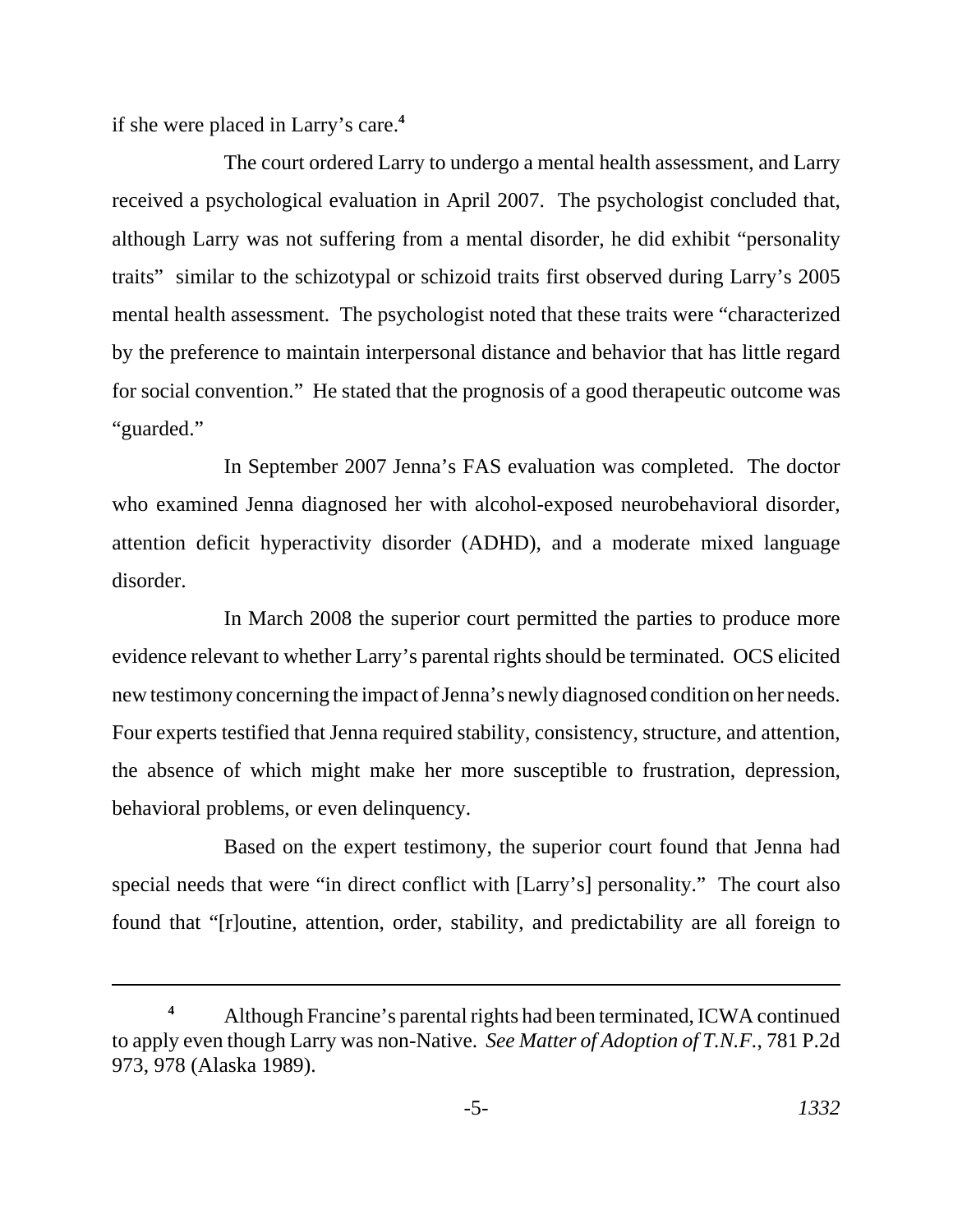if she were placed in Larry's care.[4]

The court ordered Larry to undergo a mental health assessment, and Larry received a psychological evaluation in April 2007. The psychologist concluded that, although Larry was not suffering from a mental disorder, he did exhibit "personality traits" similar to the schizotypal or schizoid traits first observed during Larry's 2005 mental health assessment. The psychologist noted that these traits were "characterized by the preference to maintain interpersonal distance and behavior that has little regard for social convention." He stated that the prognosis of a good therapeutic outcome was "guarded."

In September 2007 Jenna's FAS evaluation was completed. The doctor who examined Jenna diagnosed her with alcohol-exposed neurobehavioral disorder, attention deficit hyperactivity disorder (ADHD), and a moderate mixed language disorder.

In March 2008 the superior court permitted the parties to produce more evidence relevant to whether Larry's parental rights should be terminated. OCS elicited new testimony concerning the impact of Jenna's newly diagnosed condition on her needs. Four experts testified that Jenna required stability, consistency, structure, and attention, the absence of which might make her more susceptible to frustration, depression, behavioral problems, or even delinquency.

Based on the expert testimony, the superior court found that Jenna had special needs that were "in direct conflict with [Larry's] personality." The court also found that "[r]outine, attention, order, stability, and predictability are all foreign to

---

[4] Although Francine's parental rights had been terminated, ICWA continued to apply even though Larry was non-Native. *See Matter of Adoption of T.N.F.*, 781 P.2d 973, 978 (Alaska 1989).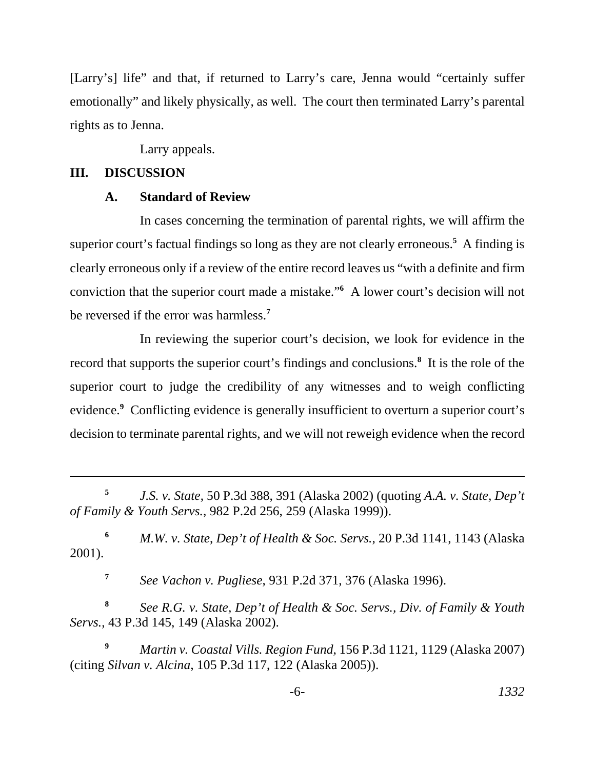[Larry's] life" and that, if returned to Larry's care, Jenna would "certainly suffer emotionally" and likely physically, as well. The court then terminated Larry's parental rights as to Jenna.

Larry appeals.

## III. DISCUSSION

### A. Standard of Review

In cases concerning the termination of parental rights, we will affirm the superior court's factual findings so long as they are not clearly erroneous.[5] A finding is clearly erroneous only if a review of the entire record leaves us "with a definite and firm conviction that the superior court made a mistake."[6] A lower court's decision will not be reversed if the error was harmless.[7]

In reviewing the superior court's decision, we look for evidence in the record that supports the superior court's findings and conclusions.[8] It is the role of the superior court to judge the credibility of any witnesses and to weigh conflicting evidence.[9] Conflicting evidence is generally insufficient to overturn a superior court's decision to terminate parental rights, and we will not reweigh evidence when the record

---

[5] *J.S. v. State*, 50 P.3d 388, 391 (Alaska 2002) (quoting *A.A. v. State, Dep't of Family & Youth Servs.*, 982 P.2d 256, 259 (Alaska 1999)).

[6] *M.W. v. State, Dep't of Health & Soc. Servs.*, 20 P.3d 1141, 1143 (Alaska 2001).

[7] *See Vachon v. Pugliese*, 931 P.2d 371, 376 (Alaska 1996).

[8] *See R.G. v. State, Dep't of Health & Soc. Servs., Div. of Family & Youth Servs.*, 43 P.3d 145, 149 (Alaska 2002).

[9] *Martin v. Coastal Vills. Region Fund*, 156 P.3d 1121, 1129 (Alaska 2007) (citing *Silvan v. Alcina*, 105 P.3d 117, 122 (Alaska 2005)).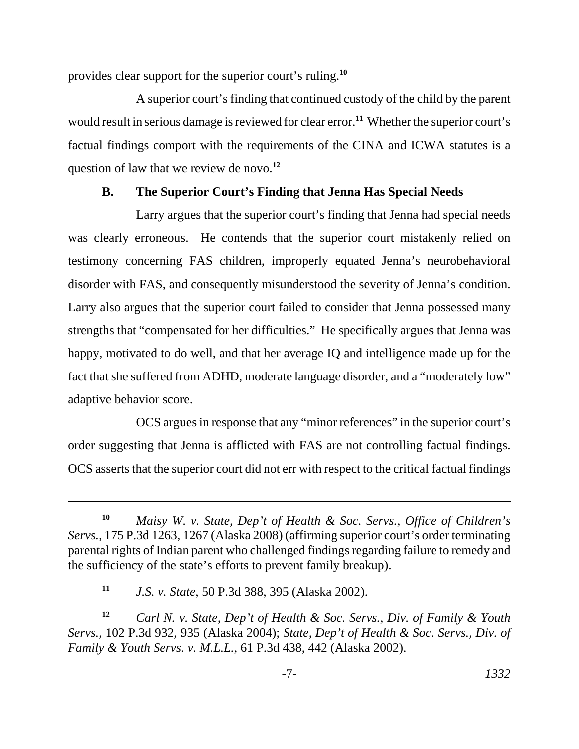provides clear support for the superior court's ruling.[10]

A superior court's finding that continued custody of the child by the parent would result in serious damage is reviewed for clear error.[11] Whether the superior court's factual findings comport with the requirements of the CINA and ICWA statutes is a question of law that we review de novo.[12]

### B. The Superior Court's Finding that Jenna Has Special Needs

Larry argues that the superior court's finding that Jenna had special needs was clearly erroneous. He contends that the superior court mistakenly relied on testimony concerning FAS children, improperly equated Jenna's neurobehavioral disorder with FAS, and consequently misunderstood the severity of Jenna's condition. Larry also argues that the superior court failed to consider that Jenna possessed many strengths that "compensated for her difficulties." He specifically argues that Jenna was happy, motivated to do well, and that her average IQ and intelligence made up for the fact that she suffered from ADHD, moderate language disorder, and a "moderately low" adaptive behavior score.

OCS argues in response that any "minor references" in the superior court's order suggesting that Jenna is afflicted with FAS are not controlling factual findings. OCS asserts that the superior court did not err with respect to the critical factual findings

---

[10] *Maisy W. v. State, Dep't of Health & Soc. Servs., Office of Children's Servs.*, 175 P.3d 1263, 1267 (Alaska 2008) (affirming superior court's order terminating parental rights of Indian parent who challenged findings regarding failure to remedy and the sufficiency of the state's efforts to prevent family breakup).

[11] *J.S. v. State*, 50 P.3d 388, 395 (Alaska 2002).

[12] *Carl N. v. State, Dep't of Health & Soc. Servs., Div. of Family & Youth Servs.*, 102 P.3d 932, 935 (Alaska 2004); *State, Dep't of Health & Soc. Servs., Div. of Family & Youth Servs. v. M.L.L.*, 61 P.3d 438, 442 (Alaska 2002).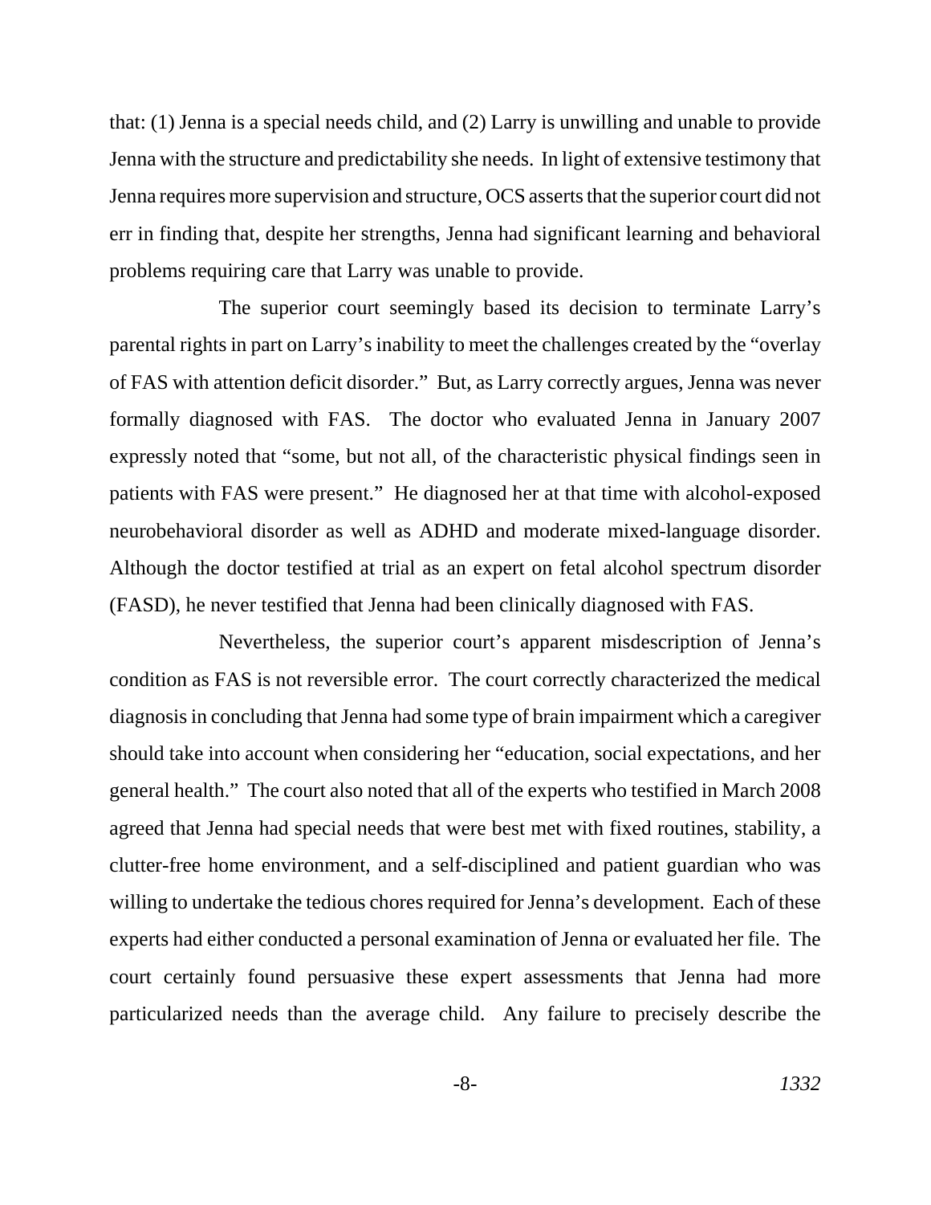that: (1) Jenna is a special needs child, and (2) Larry is unwilling and unable to provide Jenna with the structure and predictability she needs. In light of extensive testimony that Jenna requires more supervision and structure, OCS asserts that the superior court did not err in finding that, despite her strengths, Jenna had significant learning and behavioral problems requiring care that Larry was unable to provide.

The superior court seemingly based its decision to terminate Larry's parental rights in part on Larry's inability to meet the challenges created by the "overlay of FAS with attention deficit disorder." But, as Larry correctly argues, Jenna was never formally diagnosed with FAS. The doctor who evaluated Jenna in January 2007 expressly noted that "some, but not all, of the characteristic physical findings seen in patients with FAS were present." He diagnosed her at that time with alcohol-exposed neurobehavioral disorder as well as ADHD and moderate mixed-language disorder. Although the doctor testified at trial as an expert on fetal alcohol spectrum disorder (FASD), he never testified that Jenna had been clinically diagnosed with FAS.

Nevertheless, the superior court's apparent misdescription of Jenna's condition as FAS is not reversible error. The court correctly characterized the medical diagnosis in concluding that Jenna had some type of brain impairment which a caregiver should take into account when considering her "education, social expectations, and her general health." The court also noted that all of the experts who testified in March 2008 agreed that Jenna had special needs that were best met with fixed routines, stability, a clutter-free home environment, and a self-disciplined and patient guardian who was willing to undertake the tedious chores required for Jenna's development. Each of these experts had either conducted a personal examination of Jenna or evaluated her file. The court certainly found persuasive these expert assessments that Jenna had more particularized needs than the average child. Any failure to precisely describe the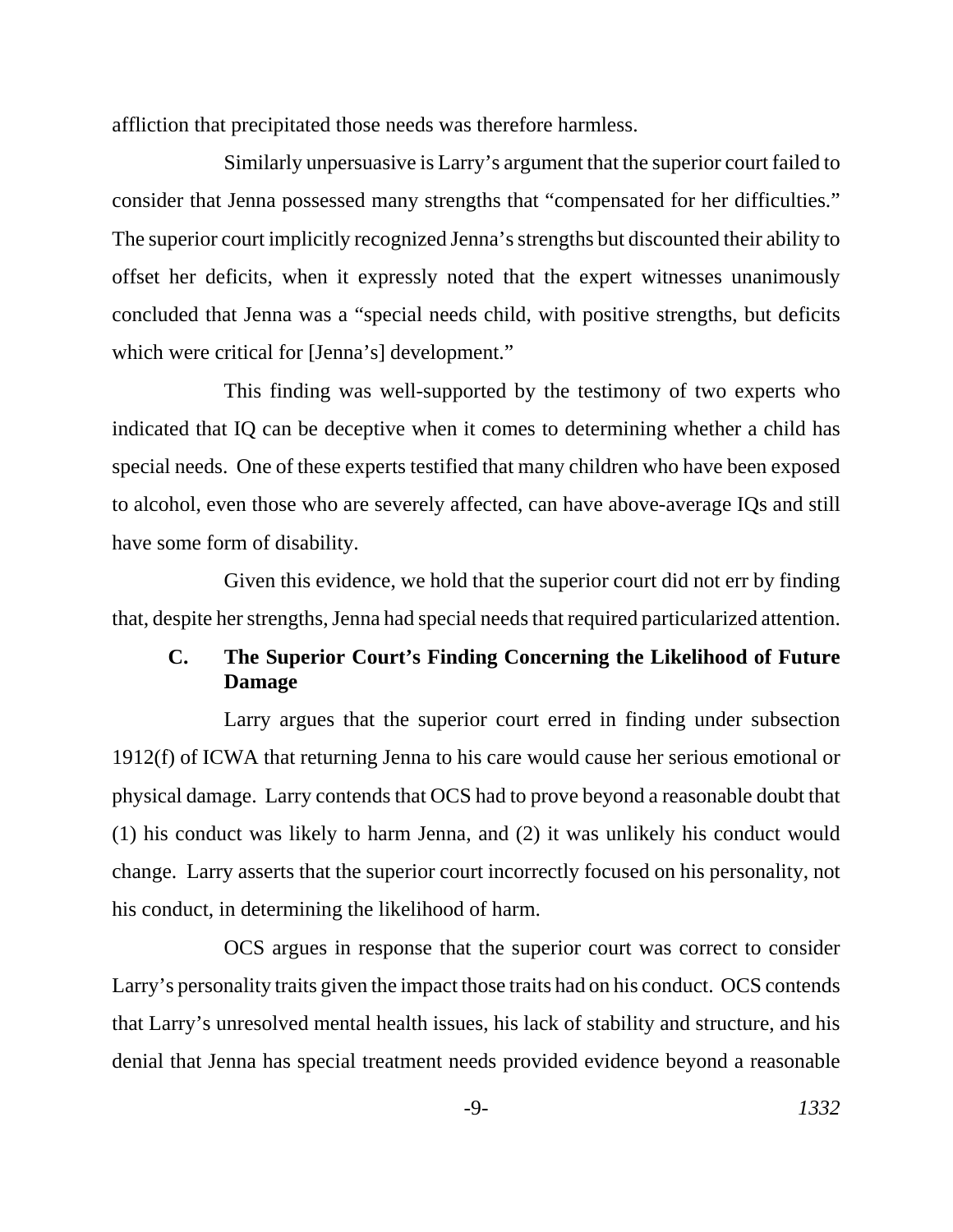affliction that precipitated those needs was therefore harmless.

Similarly unpersuasive is Larry's argument that the superior court failed to consider that Jenna possessed many strengths that "compensated for her difficulties." The superior court implicitly recognized Jenna's strengths but discounted their ability to offset her deficits, when it expressly noted that the expert witnesses unanimously concluded that Jenna was a "special needs child, with positive strengths, but deficits which were critical for [Jenna's] development."

This finding was well-supported by the testimony of two experts who indicated that IQ can be deceptive when it comes to determining whether a child has special needs. One of these experts testified that many children who have been exposed to alcohol, even those who are severely affected, can have above-average IQs and still have some form of disability.

Given this evidence, we hold that the superior court did not err by finding that, despite her strengths, Jenna had special needs that required particularized attention.

### C. The Superior Court's Finding Concerning the Likelihood of Future Damage

Larry argues that the superior court erred in finding under subsection 1912(f) of ICWA that returning Jenna to his care would cause her serious emotional or physical damage. Larry contends that OCS had to prove beyond a reasonable doubt that (1) his conduct was likely to harm Jenna, and (2) it was unlikely his conduct would change. Larry asserts that the superior court incorrectly focused on his personality, not his conduct, in determining the likelihood of harm.

OCS argues in response that the superior court was correct to consider Larry's personality traits given the impact those traits had on his conduct. OCS contends that Larry's unresolved mental health issues, his lack of stability and structure, and his denial that Jenna has special treatment needs provided evidence beyond a reasonable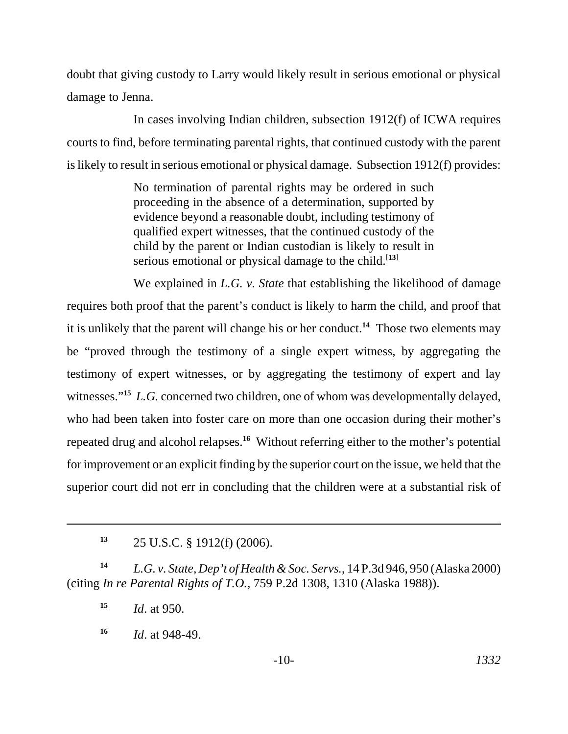doubt that giving custody to Larry would likely result in serious emotional or physical damage to Jenna.

In cases involving Indian children, subsection 1912(f) of ICWA requires courts to find, before terminating parental rights, that continued custody with the parent is likely to result in serious emotional or physical damage. Subsection 1912(f) provides:

> No termination of parental rights may be ordered in such proceeding in the absence of a determination, supported by evidence beyond a reasonable doubt, including testimony of qualified expert witnesses, that the continued custody of the child by the parent or Indian custodian is likely to result in serious emotional or physical damage to the child.[13]

We explained in *L.G. v. State* that establishing the likelihood of damage requires both proof that the parent's conduct is likely to harm the child, and proof that it is unlikely that the parent will change his or her conduct.[14] Those two elements may be "proved through the testimony of a single expert witness, by aggregating the testimony of expert witnesses, or by aggregating the testimony of expert and lay witnesses."[15] *L.G.* concerned two children, one of whom was developmentally delayed, who had been taken into foster care on more than one occasion during their mother's repeated drug and alcohol relapses.[16] Without referring either to the mother's potential for improvement or an explicit finding by the superior court on the issue, we held that the superior court did not err in concluding that the children were at a substantial risk of

---

[13] 25 U.S.C. § 1912(f) (2006).

[14] *L.G. v. State, Dep't of Health & Soc. Servs.*, 14 P.3d 946, 950 (Alaska 2000) (citing *In re Parental Rights of T.O.*, 759 P.2d 1308, 1310 (Alaska 1988)).

[15] *Id*. at 950.

[16] *Id*. at 948-49.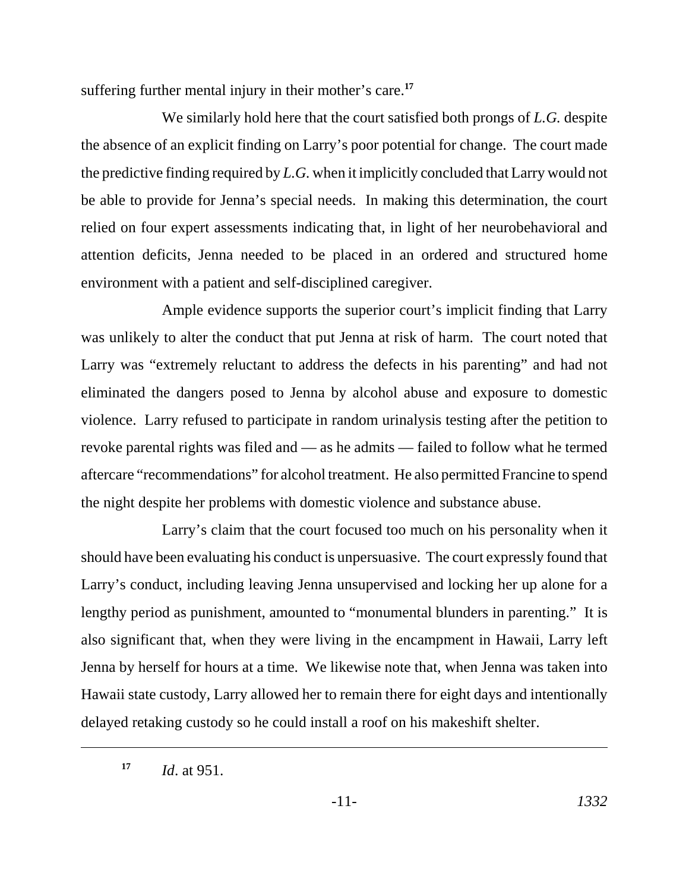suffering further mental injury in their mother's care.[17]

We similarly hold here that the court satisfied both prongs of *L.G.* despite the absence of an explicit finding on Larry's poor potential for change. The court made the predictive finding required by *L.G.* when it implicitly concluded that Larry would not be able to provide for Jenna's special needs. In making this determination, the court relied on four expert assessments indicating that, in light of her neurobehavioral and attention deficits, Jenna needed to be placed in an ordered and structured home environment with a patient and self-disciplined caregiver.

Ample evidence supports the superior court's implicit finding that Larry was unlikely to alter the conduct that put Jenna at risk of harm. The court noted that Larry was "extremely reluctant to address the defects in his parenting" and had not eliminated the dangers posed to Jenna by alcohol abuse and exposure to domestic violence. Larry refused to participate in random urinalysis testing after the petition to revoke parental rights was filed and — as he admits — failed to follow what he termed aftercare "recommendations" for alcohol treatment. He also permitted Francine to spend the night despite her problems with domestic violence and substance abuse.

Larry's claim that the court focused too much on his personality when it should have been evaluating his conduct is unpersuasive. The court expressly found that Larry's conduct, including leaving Jenna unsupervised and locking her up alone for a lengthy period as punishment, amounted to "monumental blunders in parenting." It is also significant that, when they were living in the encampment in Hawaii, Larry left Jenna by herself for hours at a time. We likewise note that, when Jenna was taken into Hawaii state custody, Larry allowed her to remain there for eight days and intentionally delayed retaking custody so he could install a roof on his makeshift shelter.

---

[17] *Id*. at 951.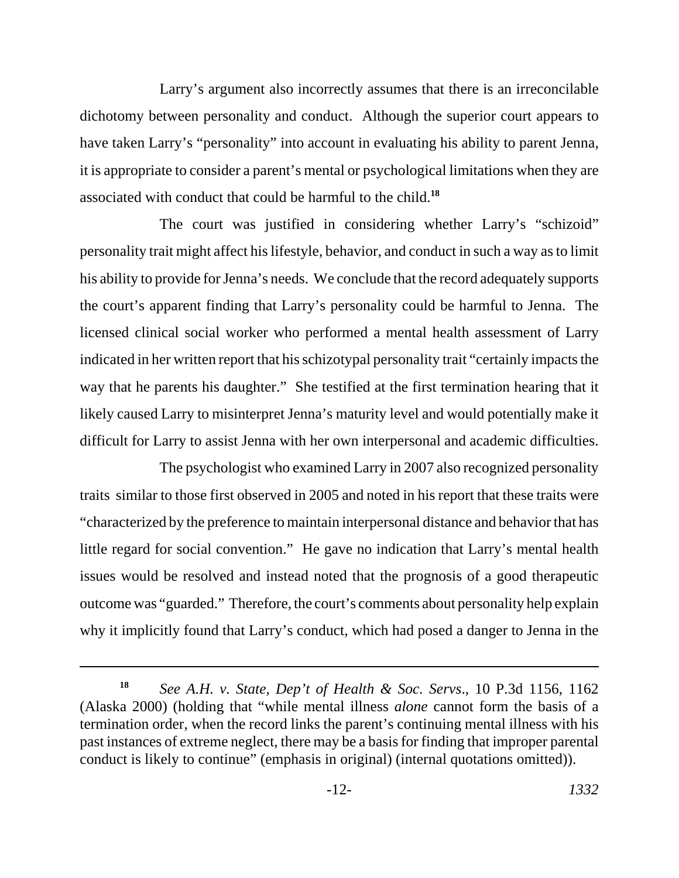Larry's argument also incorrectly assumes that there is an irreconcilable dichotomy between personality and conduct. Although the superior court appears to have taken Larry's "personality" into account in evaluating his ability to parent Jenna, it is appropriate to consider a parent's mental or psychological limitations when they are associated with conduct that could be harmful to the child.[18]

The court was justified in considering whether Larry's "schizoid" personality trait might affect his lifestyle, behavior, and conduct in such a way as to limit his ability to provide for Jenna's needs. We conclude that the record adequately supports the court's apparent finding that Larry's personality could be harmful to Jenna. The licensed clinical social worker who performed a mental health assessment of Larry indicated in her written report that his schizotypal personality trait "certainly impacts the way that he parents his daughter." She testified at the first termination hearing that it likely caused Larry to misinterpret Jenna's maturity level and would potentially make it difficult for Larry to assist Jenna with her own interpersonal and academic difficulties.

The psychologist who examined Larry in 2007 also recognized personality traits similar to those first observed in 2005 and noted in his report that these traits were "characterized by the preference to maintain interpersonal distance and behavior that has little regard for social convention." He gave no indication that Larry's mental health issues would be resolved and instead noted that the prognosis of a good therapeutic outcome was "guarded." Therefore, the court's comments about personality help explain why it implicitly found that Larry's conduct, which had posed a danger to Jenna in the

---

[18] *See A.H. v. State, Dep't of Health & Soc. Servs*., 10 P.3d 1156, 1162 (Alaska 2000) (holding that "while mental illness *alone* cannot form the basis of a termination order, when the record links the parent's continuing mental illness with his past instances of extreme neglect, there may be a basis for finding that improper parental conduct is likely to continue" (emphasis in original) (internal quotations omitted)).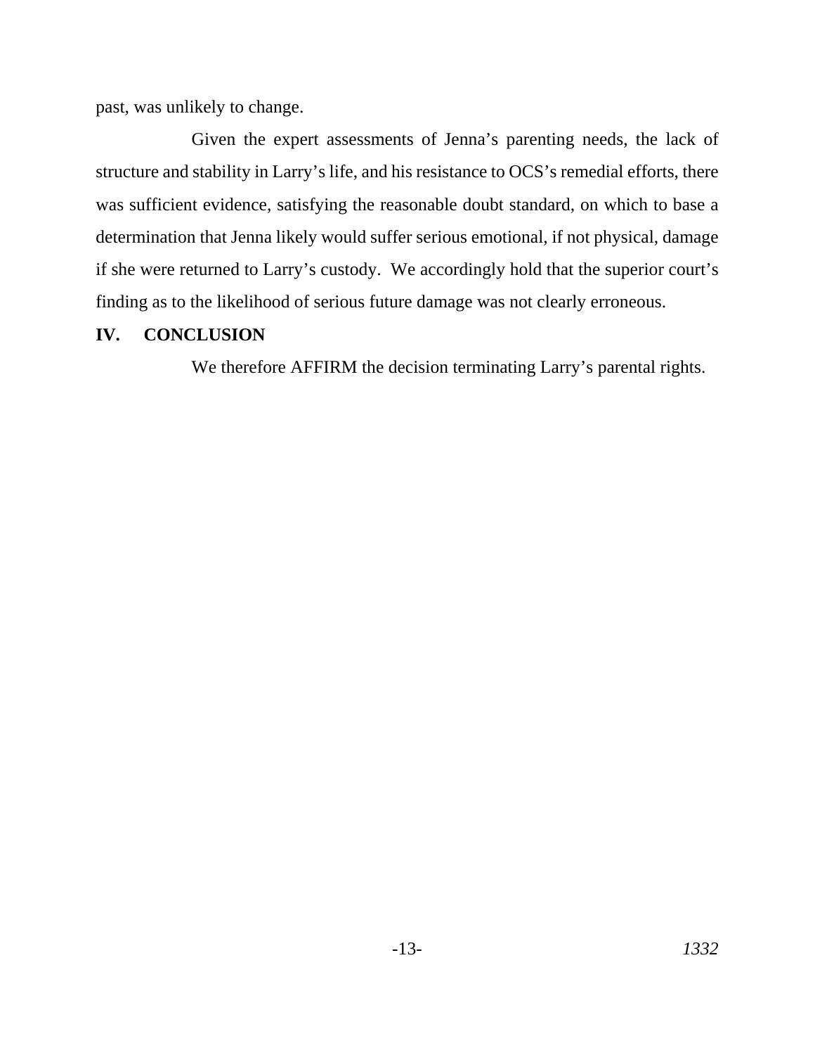past, was unlikely to change.

Given the expert assessments of Jenna's parenting needs, the lack of structure and stability in Larry's life, and his resistance to OCS's remedial efforts, there was sufficient evidence, satisfying the reasonable doubt standard, on which to base a determination that Jenna likely would suffer serious emotional, if not physical, damage if she were returned to Larry's custody. We accordingly hold that the superior court's finding as to the likelihood of serious future damage was not clearly erroneous.

## IV. CONCLUSION

We therefore AFFIRM the decision terminating Larry's parental rights.